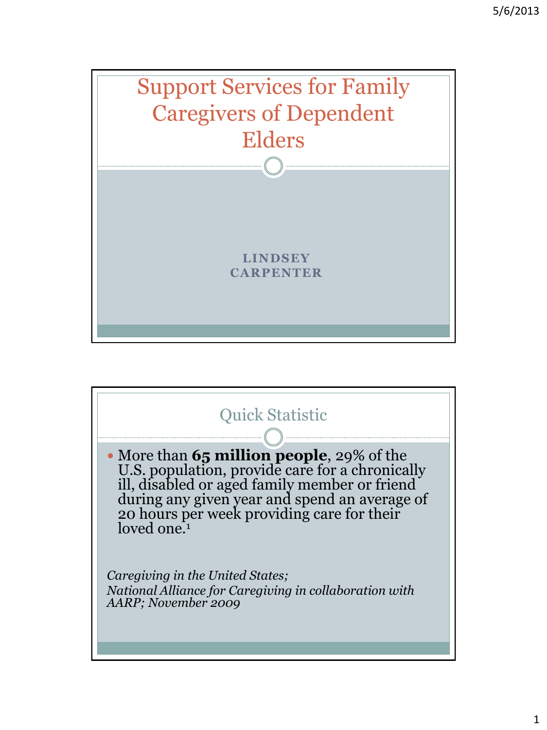# Support Services for Family Caregivers of Dependent Elders

**LINDSEY CARPENTER**

## Quick Statistic

- More than **65 million people**, 29% of the U.S. population, provide care for a chronically ill, disabled or aged family member or friend during any given year and spend an average of 20 hours per week providing care for their loved one.[1]

*Caregiving in the United States; National Alliance for Caregiving in collaboration with AARP; November 2009*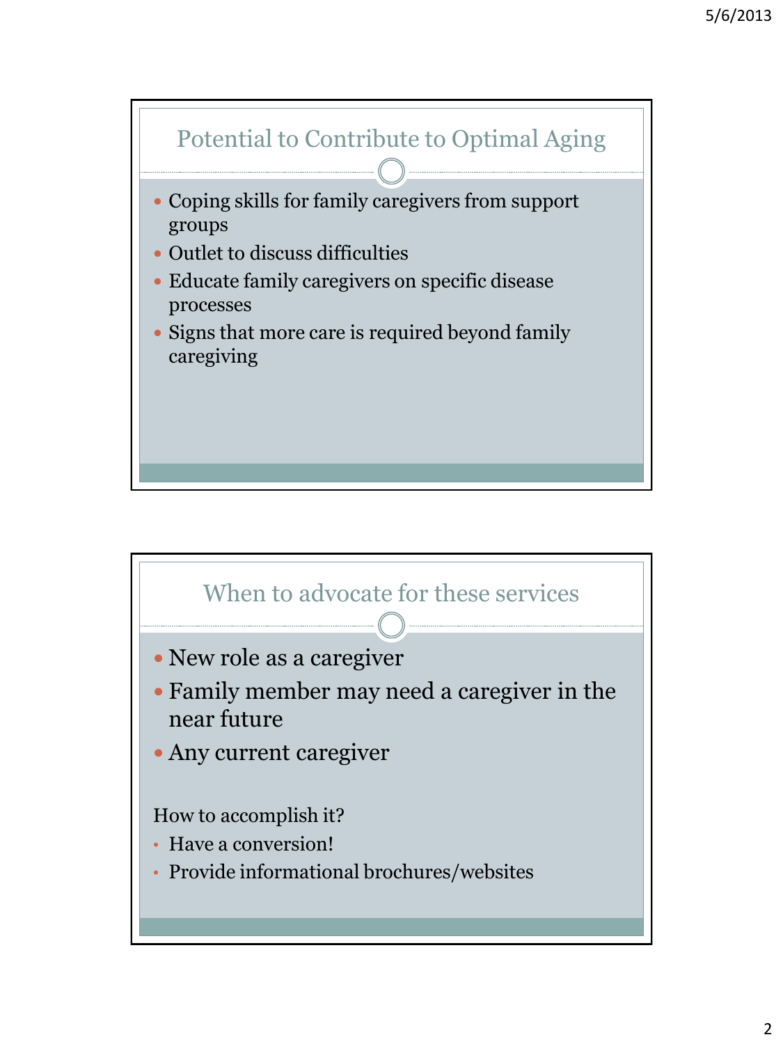## Potential to Contribute to Optimal Aging

- Coping skills for family caregivers from support groups
- Outlet to discuss difficulties
- Educate family caregivers on specific disease processes
- Signs that more care is required beyond family caregiving

## When to advocate for these services

- New role as a caregiver
- Family member may need a caregiver in the near future
- Any current caregiver

How to accomplish it?

- Have a conversion!
- Provide informational brochures/websites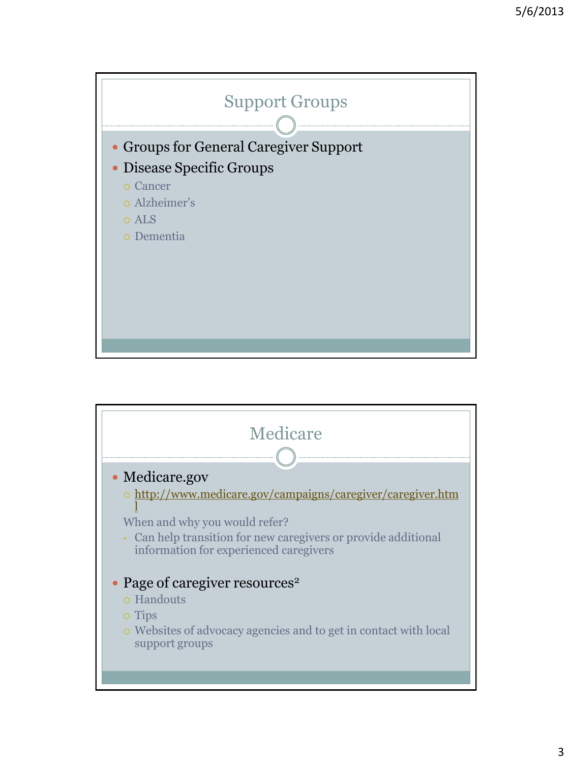## Support Groups

- Groups for General Caregiver Support
- Disease Specific Groups
  - Cancer
  - Alzheimer's
  - ALS
  - Dementia

## Medicare

- Medicare.gov
  - http://www.medicare.gov/campaigns/caregiver/caregiver.html

  When and why you would refer?
  - Can help transition for new caregivers or provide additional information for experienced caregivers

- Page of caregiver resources[2]
  - Handouts
  - Tips
  - Websites of advocacy agencies and to get in contact with local support groups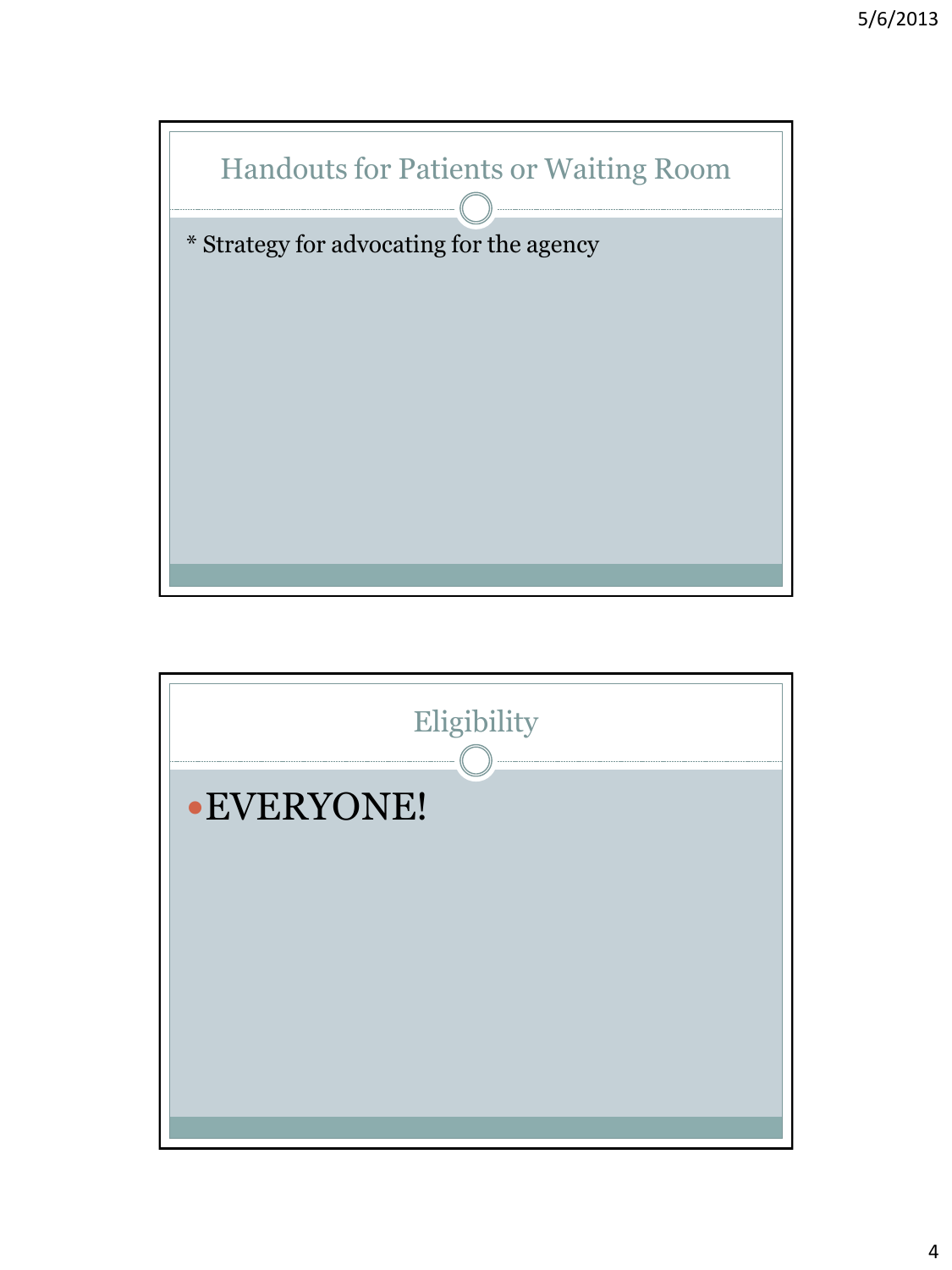## Handouts for Patients or Waiting Room

* Strategy for advocating for the agency

## Eligibility

- EVERYONE!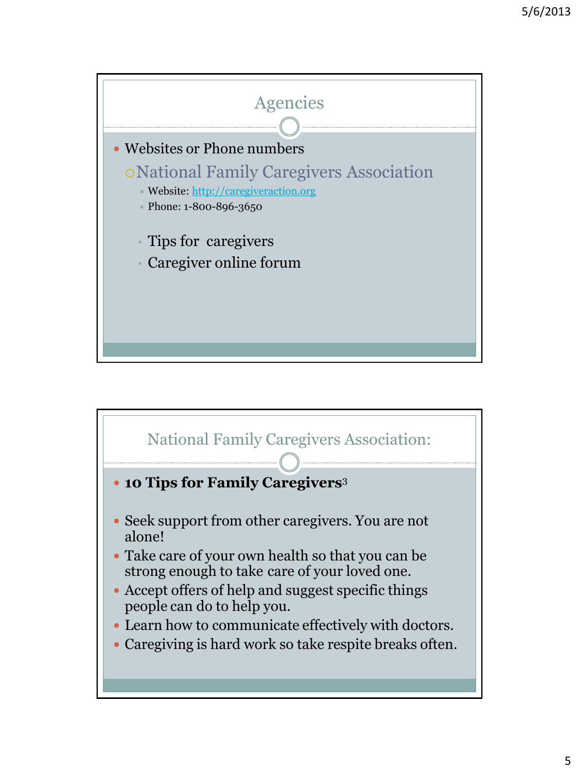## Agencies

- Websites or Phone numbers
  - National Family Caregivers Association
    - Website: http://caregiveraction.org
    - Phone: 1-800-896-3650
      - Tips for caregivers
      - Caregiver online forum

## National Family Caregivers Association:

- **10 Tips for Family Caregivers**[3]

- Seek support from other caregivers. You are not alone!
- Take care of your own health so that you can be strong enough to take care of your loved one.
- Accept offers of help and suggest specific things people can do to help you.
- Learn how to communicate effectively with doctors.
- Caregiving is hard work so take respite breaks often.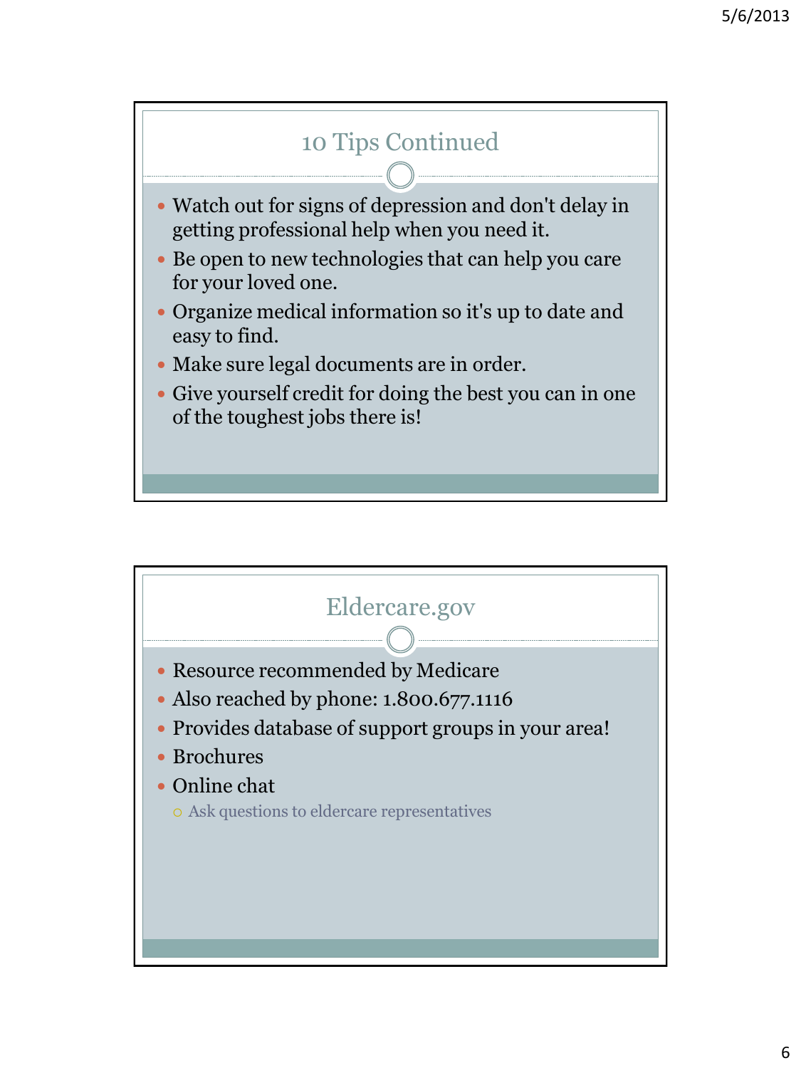## 10 Tips Continued

- Watch out for signs of depression and don't delay in getting professional help when you need it.
- Be open to new technologies that can help you care for your loved one.
- Organize medical information so it's up to date and easy to find.
- Make sure legal documents are in order.
- Give yourself credit for doing the best you can in one of the toughest jobs there is!

## Eldercare.gov

- Resource recommended by Medicare
- Also reached by phone: 1.800.677.1116
- Provides database of support groups in your area!
- Brochures
- Online chat
  - Ask questions to eldercare representatives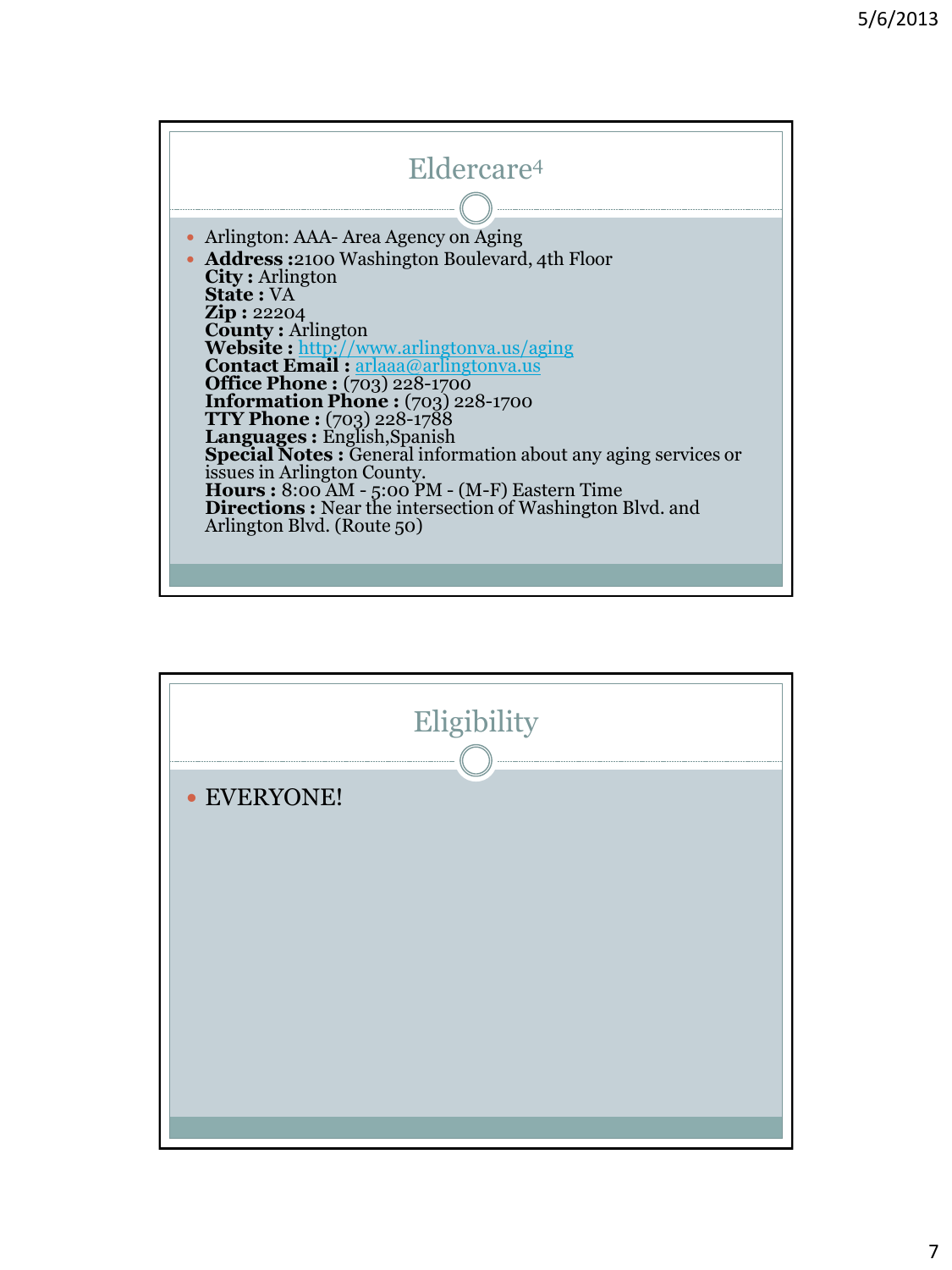## Eldercare[4]

- Arlington: AAA- Area Agency on Aging
- **Address :**2100 Washington Boulevard, 4th Floor
  **City :** Arlington
  **State :** VA
  **Zip :** 22204
  **County :** Arlington
  **Website :** http://www.arlingtonva.us/aging
  **Contact Email :** arlaaa@arlingtonva.us
  **Office Phone :** (703) 228-1700
  **Information Phone :** (703) 228-1700
  **TTY Phone :** (703) 228-1788
  **Languages :** English,Spanish
  **Special Notes :** General information about any aging services or issues in Arlington County.
  **Hours :** 8:00 AM - 5:00 PM - (M-F) Eastern Time
  **Directions :** Near the intersection of Washington Blvd. and Arlington Blvd. (Route 50)

## Eligibility

- EVERYONE!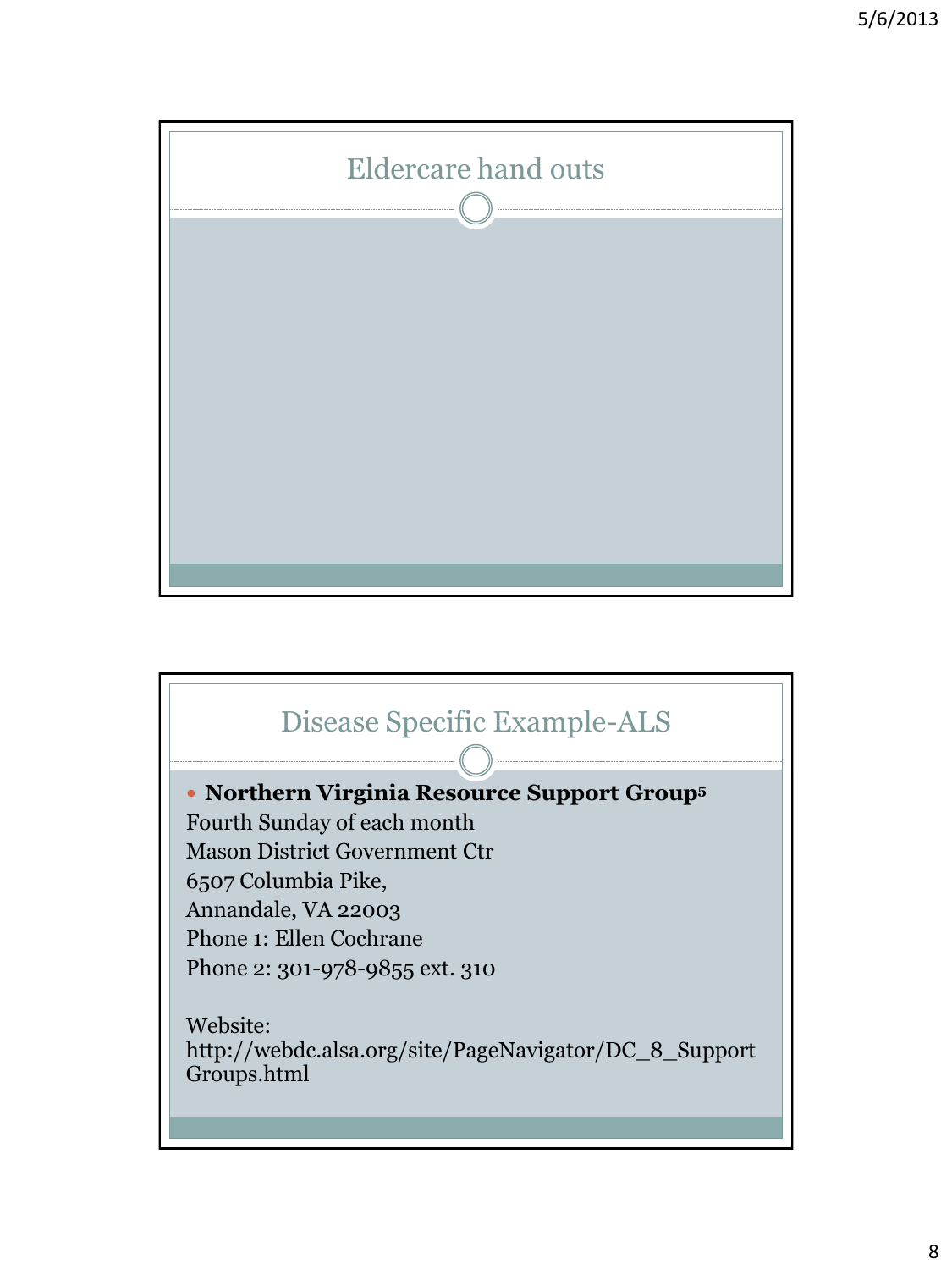## Eldercare hand outs

## Disease Specific Example-ALS

- **Northern Virginia Resource Support Group**[5]

Fourth Sunday of each month
Mason District Government Ctr
6507 Columbia Pike,
Annandale, VA 22003
Phone 1: Ellen Cochrane
Phone 2: 301-978-9855 ext. 310

Website:
http://webdc.alsa.org/site/PageNavigator/DC_8_Support Groups.html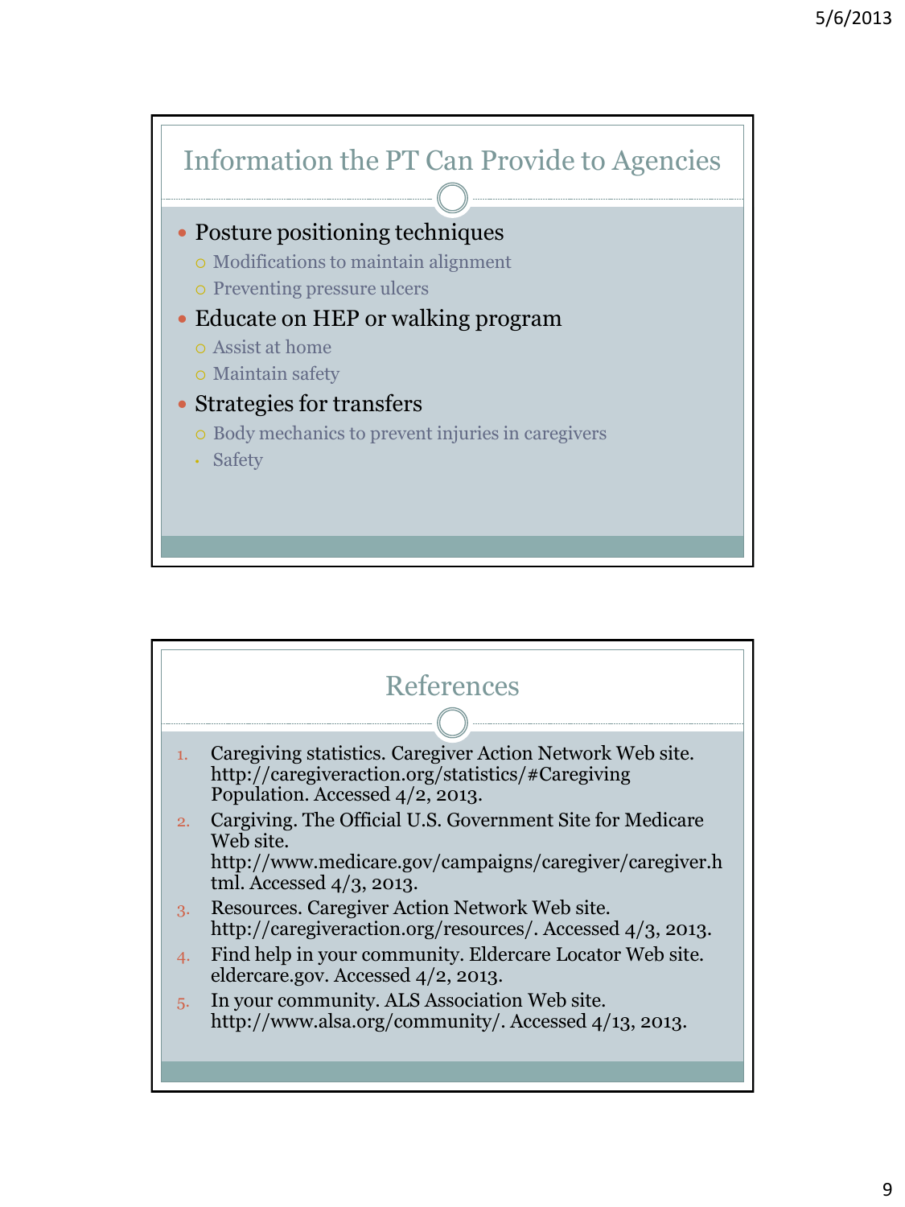## Information the PT Can Provide to Agencies

- Posture positioning techniques
  - Modifications to maintain alignment
  - Preventing pressure ulcers
- Educate on HEP or walking program
  - Assist at home
  - Maintain safety
- Strategies for transfers
  - Body mechanics to prevent injuries in caregivers
  - Safety

## References

1. Caregiving statistics. Caregiver Action Network Web site. http://caregiveraction.org/statistics/#Caregiving Population. Accessed 4/2, 2013.
2. Cargiving. The Official U.S. Government Site for Medicare Web site. http://www.medicare.gov/campaigns/caregiver/caregiver.html. Accessed 4/3, 2013.
3. Resources. Caregiver Action Network Web site. http://caregiveraction.org/resources/. Accessed 4/3, 2013.
4. Find help in your community. Eldercare Locator Web site. eldercare.gov. Accessed 4/2, 2013.
5. In your community. ALS Association Web site. http://www.alsa.org/community/. Accessed 4/13, 2013.